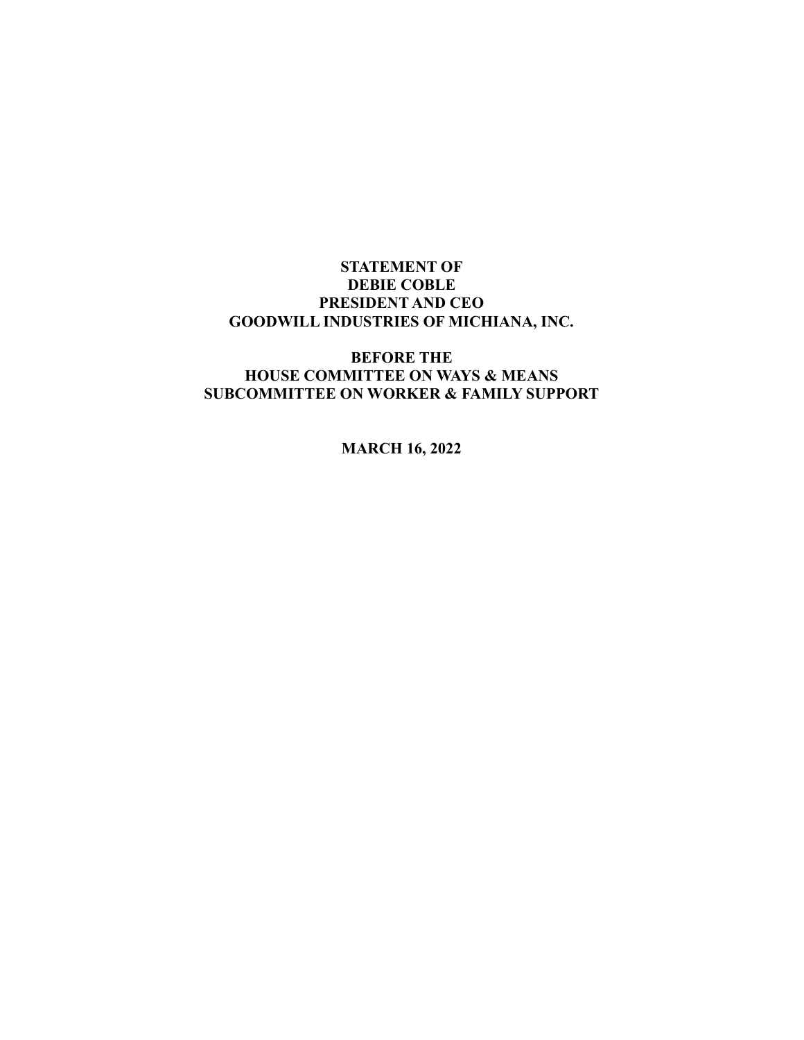**STATEMENT OF**
**DEBIE COBLE**
**PRESIDENT AND CEO**
**GOODWILL INDUSTRIES OF MICHIANA, INC.**

**BEFORE THE**
**HOUSE COMMITTEE ON WAYS & MEANS**
**SUBCOMMITTEE ON WORKER & FAMILY SUPPORT**

**MARCH 16, 2022**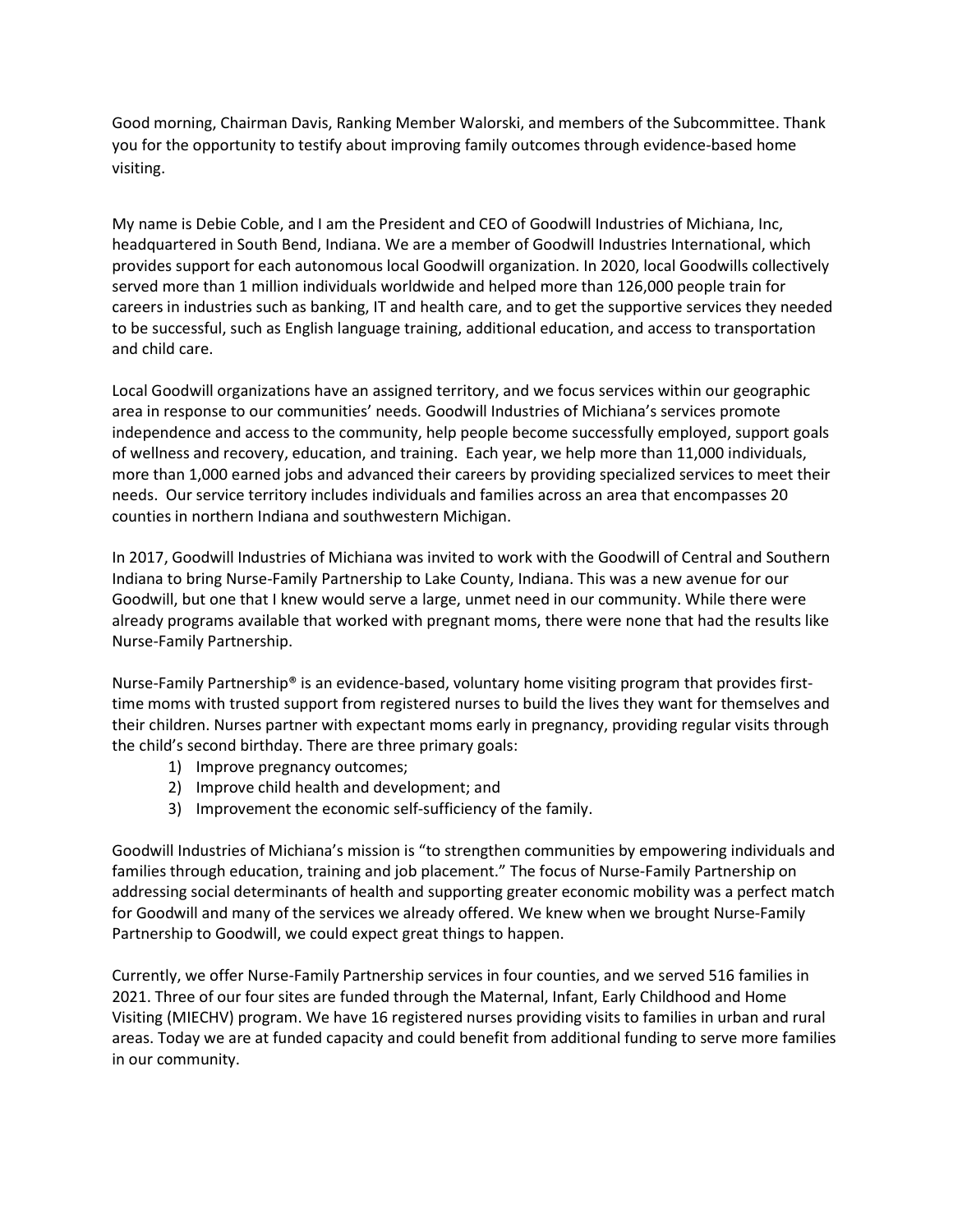Good morning, Chairman Davis, Ranking Member Walorski, and members of the Subcommittee. Thank you for the opportunity to testify about improving family outcomes through evidence-based home visiting.

My name is Debie Coble, and I am the President and CEO of Goodwill Industries of Michiana, Inc, headquartered in South Bend, Indiana. We are a member of Goodwill Industries International, which provides support for each autonomous local Goodwill organization. In 2020, local Goodwills collectively served more than 1 million individuals worldwide and helped more than 126,000 people train for careers in industries such as banking, IT and health care, and to get the supportive services they needed to be successful, such as English language training, additional education, and access to transportation and child care.

Local Goodwill organizations have an assigned territory, and we focus services within our geographic area in response to our communities' needs. Goodwill Industries of Michiana's services promote independence and access to the community, help people become successfully employed, support goals of wellness and recovery, education, and training. Each year, we help more than 11,000 individuals, more than 1,000 earned jobs and advanced their careers by providing specialized services to meet their needs. Our service territory includes individuals and families across an area that encompasses 20 counties in northern Indiana and southwestern Michigan.

In 2017, Goodwill Industries of Michiana was invited to work with the Goodwill of Central and Southern Indiana to bring Nurse-Family Partnership to Lake County, Indiana. This was a new avenue for our Goodwill, but one that I knew would serve a large, unmet need in our community. While there were already programs available that worked with pregnant moms, there were none that had the results like Nurse-Family Partnership.

Nurse-Family Partnership® is an evidence-based, voluntary home visiting program that provides first-time moms with trusted support from registered nurses to build the lives they want for themselves and their children. Nurses partner with expectant moms early in pregnancy, providing regular visits through the child's second birthday. There are three primary goals:

1) Improve pregnancy outcomes;
2) Improve child health and development; and
3) Improvement the economic self-sufficiency of the family.

Goodwill Industries of Michiana's mission is "to strengthen communities by empowering individuals and families through education, training and job placement." The focus of Nurse-Family Partnership on addressing social determinants of health and supporting greater economic mobility was a perfect match for Goodwill and many of the services we already offered. We knew when we brought Nurse-Family Partnership to Goodwill, we could expect great things to happen.

Currently, we offer Nurse-Family Partnership services in four counties, and we served 516 families in 2021. Three of our four sites are funded through the Maternal, Infant, Early Childhood and Home Visiting (MIECHV) program. We have 16 registered nurses providing visits to families in urban and rural areas. Today we are at funded capacity and could benefit from additional funding to serve more families in our community.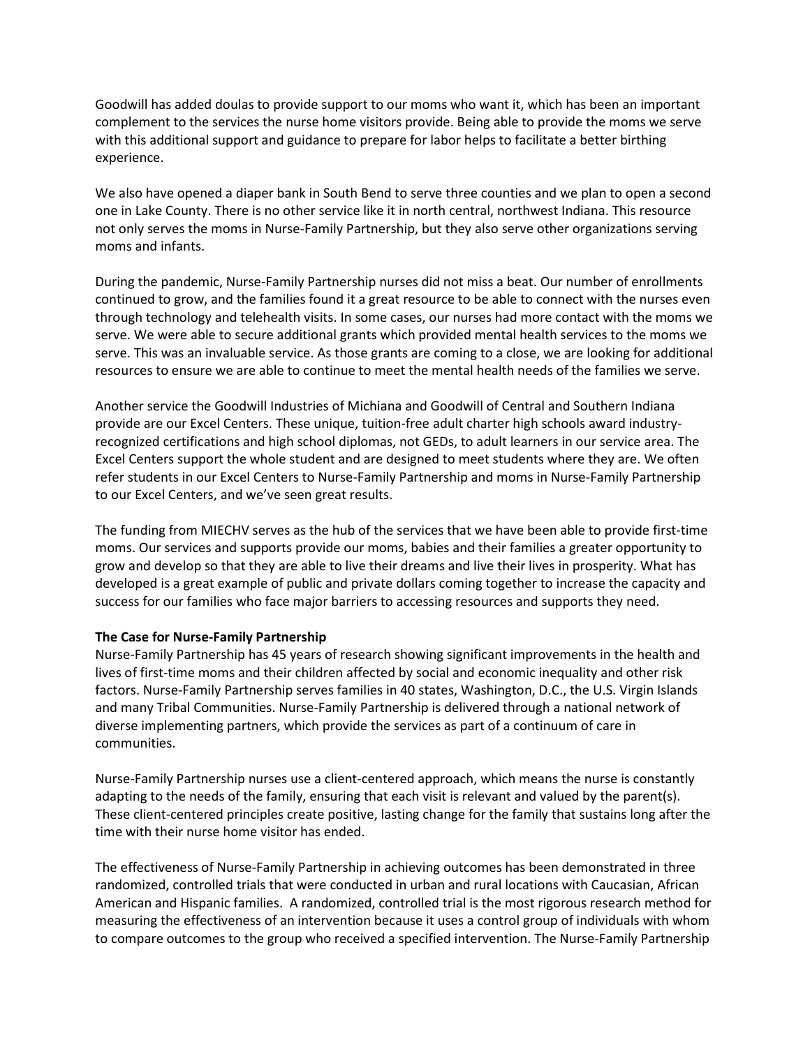Goodwill has added doulas to provide support to our moms who want it, which has been an important complement to the services the nurse home visitors provide. Being able to provide the moms we serve with this additional support and guidance to prepare for labor helps to facilitate a better birthing experience.

We also have opened a diaper bank in South Bend to serve three counties and we plan to open a second one in Lake County. There is no other service like it in north central, northwest Indiana. This resource not only serves the moms in Nurse-Family Partnership, but they also serve other organizations serving moms and infants.

During the pandemic, Nurse-Family Partnership nurses did not miss a beat. Our number of enrollments continued to grow, and the families found it a great resource to be able to connect with the nurses even through technology and telehealth visits. In some cases, our nurses had more contact with the moms we serve. We were able to secure additional grants which provided mental health services to the moms we serve. This was an invaluable service. As those grants are coming to a close, we are looking for additional resources to ensure we are able to continue to meet the mental health needs of the families we serve.

Another service the Goodwill Industries of Michiana and Goodwill of Central and Southern Indiana provide are our Excel Centers. These unique, tuition-free adult charter high schools award industry-recognized certifications and high school diplomas, not GEDs, to adult learners in our service area. The Excel Centers support the whole student and are designed to meet students where they are. We often refer students in our Excel Centers to Nurse-Family Partnership and moms in Nurse-Family Partnership to our Excel Centers, and we've seen great results.

The funding from MIECHV serves as the hub of the services that we have been able to provide first-time moms. Our services and supports provide our moms, babies and their families a greater opportunity to grow and develop so that they are able to live their dreams and live their lives in prosperity. What has developed is a great example of public and private dollars coming together to increase the capacity and success for our families who face major barriers to accessing resources and supports they need.

**The Case for Nurse-Family Partnership**

Nurse-Family Partnership has 45 years of research showing significant improvements in the health and lives of first-time moms and their children affected by social and economic inequality and other risk factors. Nurse-Family Partnership serves families in 40 states, Washington, D.C., the U.S. Virgin Islands and many Tribal Communities. Nurse-Family Partnership is delivered through a national network of diverse implementing partners, which provide the services as part of a continuum of care in communities.

Nurse-Family Partnership nurses use a client-centered approach, which means the nurse is constantly adapting to the needs of the family, ensuring that each visit is relevant and valued by the parent(s). These client-centered principles create positive, lasting change for the family that sustains long after the time with their nurse home visitor has ended.

The effectiveness of Nurse-Family Partnership in achieving outcomes has been demonstrated in three randomized, controlled trials that were conducted in urban and rural locations with Caucasian, African American and Hispanic families. A randomized, controlled trial is the most rigorous research method for measuring the effectiveness of an intervention because it uses a control group of individuals with whom to compare outcomes to the group who received a specified intervention. The Nurse-Family Partnership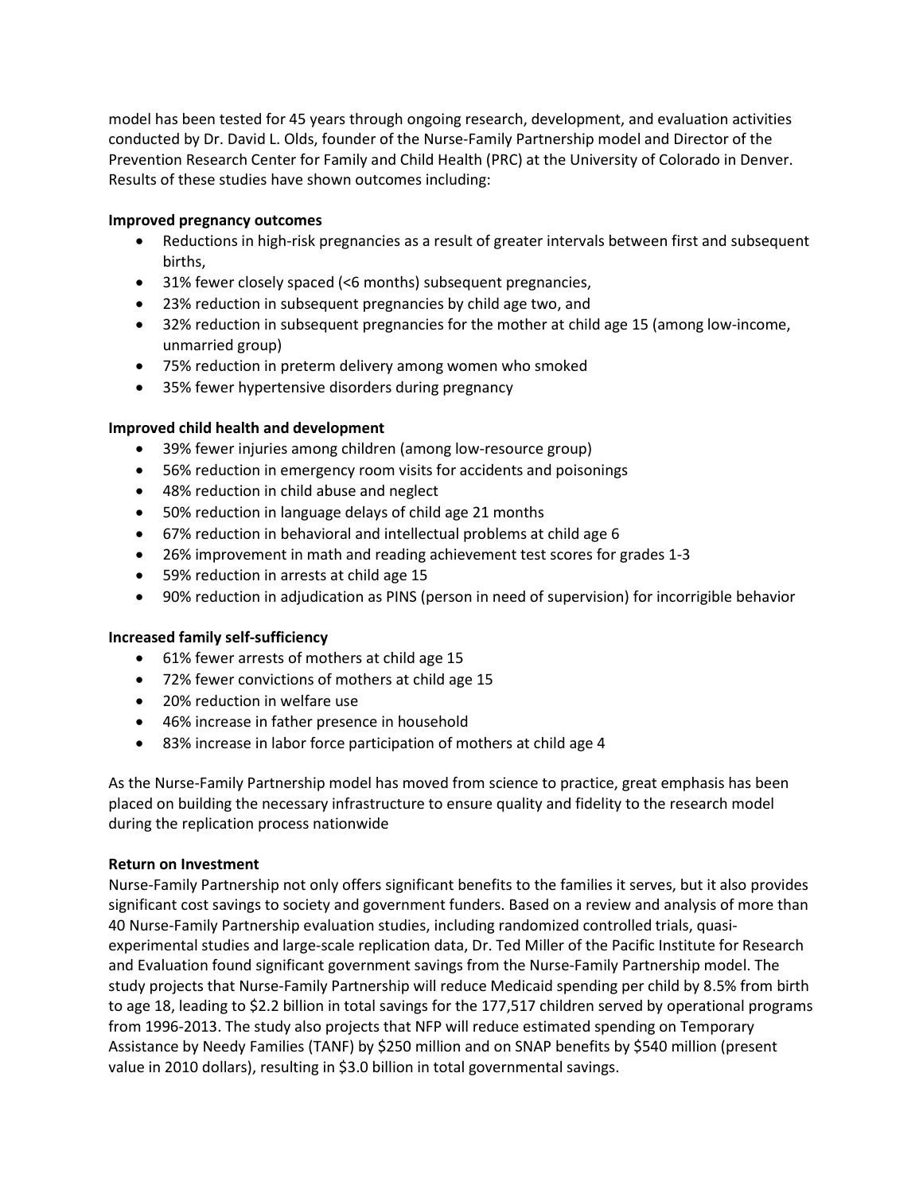model has been tested for 45 years through ongoing research, development, and evaluation activities conducted by Dr. David L. Olds, founder of the Nurse-Family Partnership model and Director of the Prevention Research Center for Family and Child Health (PRC) at the University of Colorado in Denver. Results of these studies have shown outcomes including:

**Improved pregnancy outcomes**

- Reductions in high-risk pregnancies as a result of greater intervals between first and subsequent births,
- 31% fewer closely spaced (<6 months) subsequent pregnancies,
- 23% reduction in subsequent pregnancies by child age two, and
- 32% reduction in subsequent pregnancies for the mother at child age 15 (among low-income, unmarried group)
- 75% reduction in preterm delivery among women who smoked
- 35% fewer hypertensive disorders during pregnancy

**Improved child health and development**

- 39% fewer injuries among children (among low-resource group)
- 56% reduction in emergency room visits for accidents and poisonings
- 48% reduction in child abuse and neglect
- 50% reduction in language delays of child age 21 months
- 67% reduction in behavioral and intellectual problems at child age 6
- 26% improvement in math and reading achievement test scores for grades 1-3
- 59% reduction in arrests at child age 15
- 90% reduction in adjudication as PINS (person in need of supervision) for incorrigible behavior

**Increased family self-sufficiency**

- 61% fewer arrests of mothers at child age 15
- 72% fewer convictions of mothers at child age 15
- 20% reduction in welfare use
- 46% increase in father presence in household
- 83% increase in labor force participation of mothers at child age 4

As the Nurse-Family Partnership model has moved from science to practice, great emphasis has been placed on building the necessary infrastructure to ensure quality and fidelity to the research model during the replication process nationwide

**Return on Investment**

Nurse-Family Partnership not only offers significant benefits to the families it serves, but it also provides significant cost savings to society and government funders. Based on a review and analysis of more than 40 Nurse-Family Partnership evaluation studies, including randomized controlled trials, quasi-experimental studies and large-scale replication data, Dr. Ted Miller of the Pacific Institute for Research and Evaluation found significant government savings from the Nurse-Family Partnership model. The study projects that Nurse-Family Partnership will reduce Medicaid spending per child by 8.5% from birth to age 18, leading to $2.2 billion in total savings for the 177,517 children served by operational programs from 1996-2013. The study also projects that NFP will reduce estimated spending on Temporary Assistance by Needy Families (TANF) by $250 million and on SNAP benefits by $540 million (present value in 2010 dollars), resulting in $3.0 billion in total governmental savings.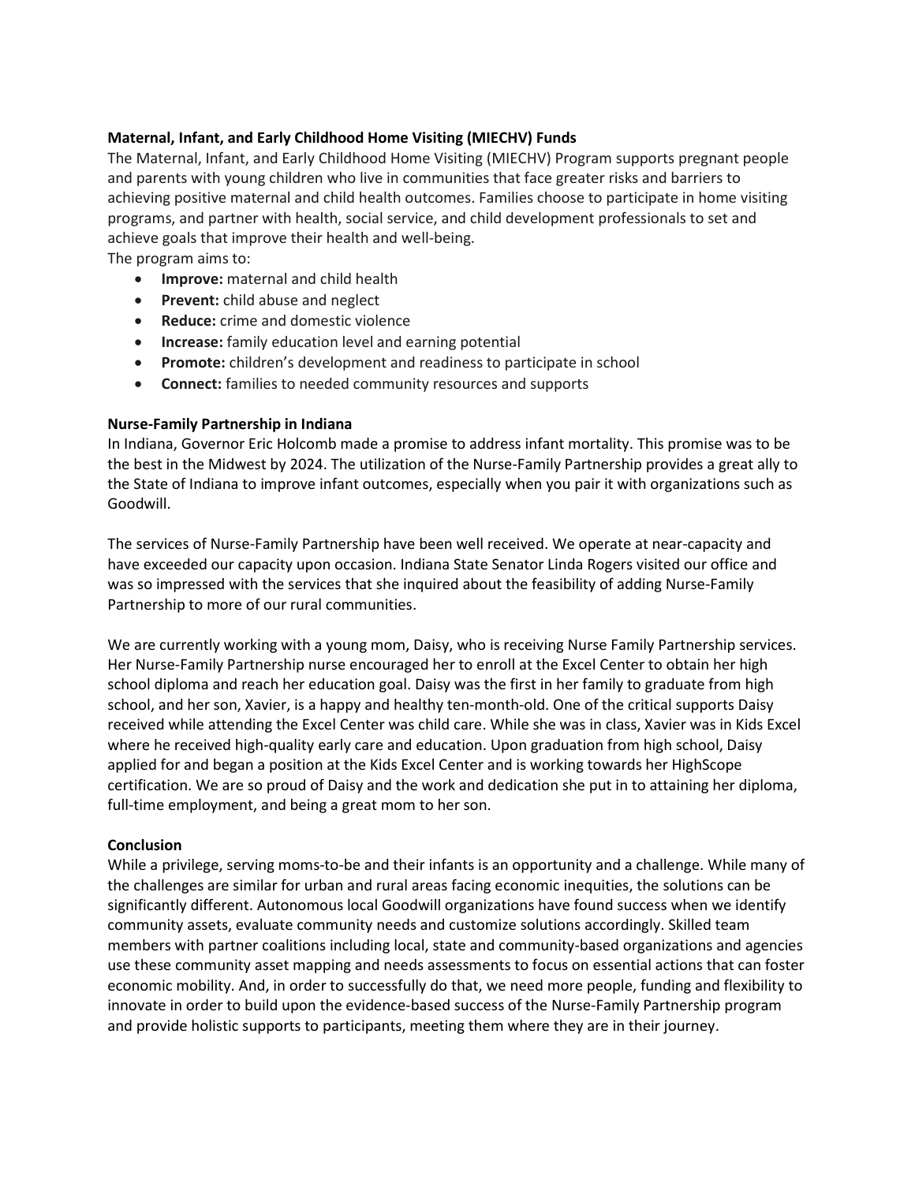**Maternal, Infant, and Early Childhood Home Visiting (MIECHV) Funds**

The Maternal, Infant, and Early Childhood Home Visiting (MIECHV) Program supports pregnant people and parents with young children who live in communities that face greater risks and barriers to achieving positive maternal and child health outcomes. Families choose to participate in home visiting programs, and partner with health, social service, and child development professionals to set and achieve goals that improve their health and well-being.

The program aims to:

- **Improve:** maternal and child health
- **Prevent:** child abuse and neglect
- **Reduce:** crime and domestic violence
- **Increase:** family education level and earning potential
- **Promote:** children's development and readiness to participate in school
- **Connect:** families to needed community resources and supports

**Nurse-Family Partnership in Indiana**

In Indiana, Governor Eric Holcomb made a promise to address infant mortality. This promise was to be the best in the Midwest by 2024. The utilization of the Nurse-Family Partnership provides a great ally to the State of Indiana to improve infant outcomes, especially when you pair it with organizations such as Goodwill.

The services of Nurse-Family Partnership have been well received. We operate at near-capacity and have exceeded our capacity upon occasion. Indiana State Senator Linda Rogers visited our office and was so impressed with the services that she inquired about the feasibility of adding Nurse-Family Partnership to more of our rural communities.

We are currently working with a young mom, Daisy, who is receiving Nurse Family Partnership services. Her Nurse-Family Partnership nurse encouraged her to enroll at the Excel Center to obtain her high school diploma and reach her education goal. Daisy was the first in her family to graduate from high school, and her son, Xavier, is a happy and healthy ten-month-old. One of the critical supports Daisy received while attending the Excel Center was child care. While she was in class, Xavier was in Kids Excel where he received high-quality early care and education. Upon graduation from high school, Daisy applied for and began a position at the Kids Excel Center and is working towards her HighScope certification. We are so proud of Daisy and the work and dedication she put in to attaining her diploma, full-time employment, and being a great mom to her son.

**Conclusion**

While a privilege, serving moms-to-be and their infants is an opportunity and a challenge. While many of the challenges are similar for urban and rural areas facing economic inequities, the solutions can be significantly different. Autonomous local Goodwill organizations have found success when we identify community assets, evaluate community needs and customize solutions accordingly. Skilled team members with partner coalitions including local, state and community-based organizations and agencies use these community asset mapping and needs assessments to focus on essential actions that can foster economic mobility. And, in order to successfully do that, we need more people, funding and flexibility to innovate in order to build upon the evidence-based success of the Nurse-Family Partnership program and provide holistic supports to participants, meeting them where they are in their journey.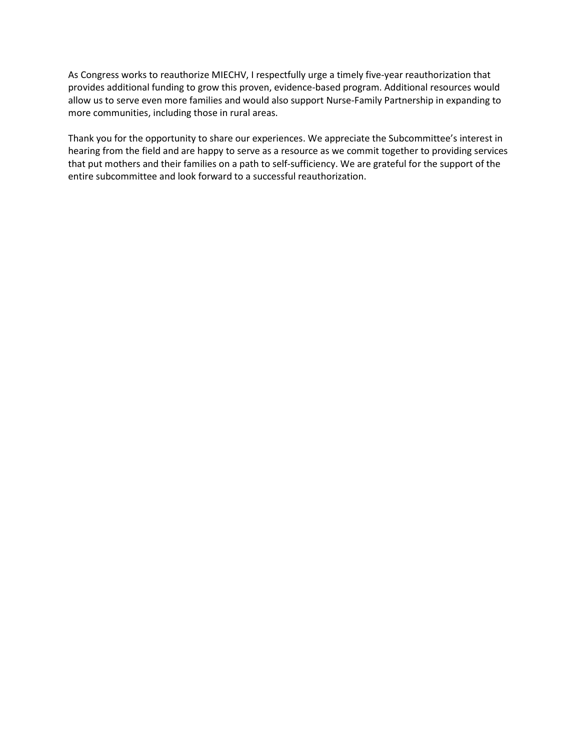As Congress works to reauthorize MIECHV, I respectfully urge a timely five-year reauthorization that provides additional funding to grow this proven, evidence-based program. Additional resources would allow us to serve even more families and would also support Nurse-Family Partnership in expanding to more communities, including those in rural areas.

Thank you for the opportunity to share our experiences. We appreciate the Subcommittee's interest in hearing from the field and are happy to serve as a resource as we commit together to providing services that put mothers and their families on a path to self-sufficiency. We are grateful for the support of the entire subcommittee and look forward to a successful reauthorization.